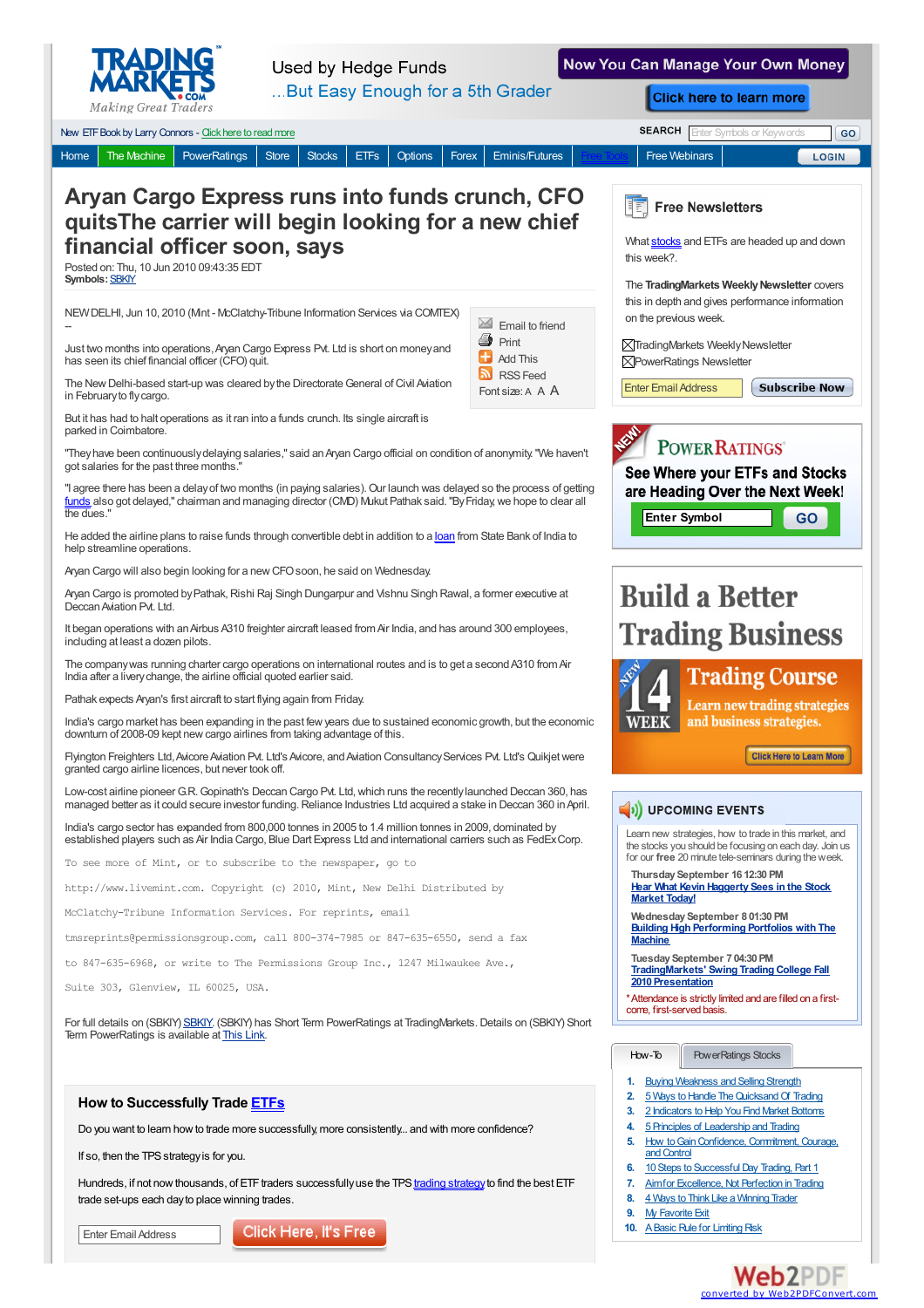# Aryan Cargo Express runs into funds crunch, CFO quitsThe carrier will begin looking for a new chief financial officer soon, says

Posted on: Thu, 10 Jun 2010 09:43:35 EDT
**Symbols:** SBKIY

NEW DELHI, Jun 10, 2010 (Mint - McClatchy-Tribune Information Services via COMTEX) --

Just two months into operations, Aryan Cargo Express Pvt. Ltd is short on money and has seen its chief financial officer (CFO) quit.

The New Delhi-based start-up was cleared by the Directorate General of Civil Aviation in February to fly cargo.

But it has had to halt operations as it ran into a funds crunch. Its single aircraft is parked in Coimbatore.

"They have been continuously delaying salaries," said an Aryan Cargo official on condition of anonymity. "We haven't got salaries for the past three months."

"I agree there has been a delay of two months (in paying salaries). Our launch was delayed so the process of getting funds also got delayed," chairman and managing director (CMD) Mukut Pathak said. "By Friday, we hope to clear all the dues."

He added the airline plans to raise funds through convertible debt in addition to a loan from State Bank of India to help streamline operations.

Aryan Cargo will also begin looking for a new CFO soon, he said on Wednesday.

Aryan Cargo is promoted by Pathak, Rishi Raj Singh Dungarpur and Vishnu Singh Rawal, a former executive at Deccan Aviation Pvt. Ltd.

It began operations with an Airbus A310 freighter aircraft leased from Air India, and has around 300 employees, including at least a dozen pilots.

The company was running charter cargo operations on international routes and is to get a second A310 from Air India after a livery change, the airline official quoted earlier said.

Pathak expects Aryan's first aircraft to start flying again from Friday.

India's cargo market has been expanding in the past few years due to sustained economic growth, but the economic downturn of 2008-09 kept new cargo airlines from taking advantage of this.

Flyington Freighters Ltd, Avicore Aviation Pvt. Ltd's Avicore, and Aviation Consultancy Services Pvt. Ltd's Quikjet were granted cargo airline licences, but never took off.

Low-cost airline pioneer G.R. Gopinath's Deccan Cargo Pvt. Ltd, which runs the recently launched Deccan 360, has managed better as it could secure investor funding. Reliance Industries Ltd acquired a stake in Deccan 360 in April.

India's cargo sector has expanded from 800,000 tonnes in 2005 to 1.4 million tonnes in 2009, dominated by established players such as Air India Cargo, Blue Dart Express Ltd and international carriers such as FedEx Corp.

To see more of Mint, or to subscribe to the newspaper, go to

http://www.livemint.com. Copyright (c) 2010, Mint, New Delhi Distributed by

McClatchy-Tribune Information Services. For reprints, email

tmsreprints@permissionsgroup.com, call 800-374-7985 or 847-635-6550, send a fax

to 847-635-6968, or write to The Permissions Group Inc., 1247 Milwaukee Ave.,

Suite 303, Glenview, IL 60025, USA.

For full details on (SBKIY) SBKIY. (SBKIY) has Short Term PowerRatings at TradingMarkets. Details on (SBKIY) Short Term PowerRatings is available at This Link.

## How to Successfully Trade ETFs

Do you want to learn how to trade more successfully, more consistently... and with more confidence?

If so, then the TPS strategy is for you.

Hundreds, if not now thousands, of ETF traders successfully use the TPS trading strategy to find the best ETF trade set-ups each day to place winning trades.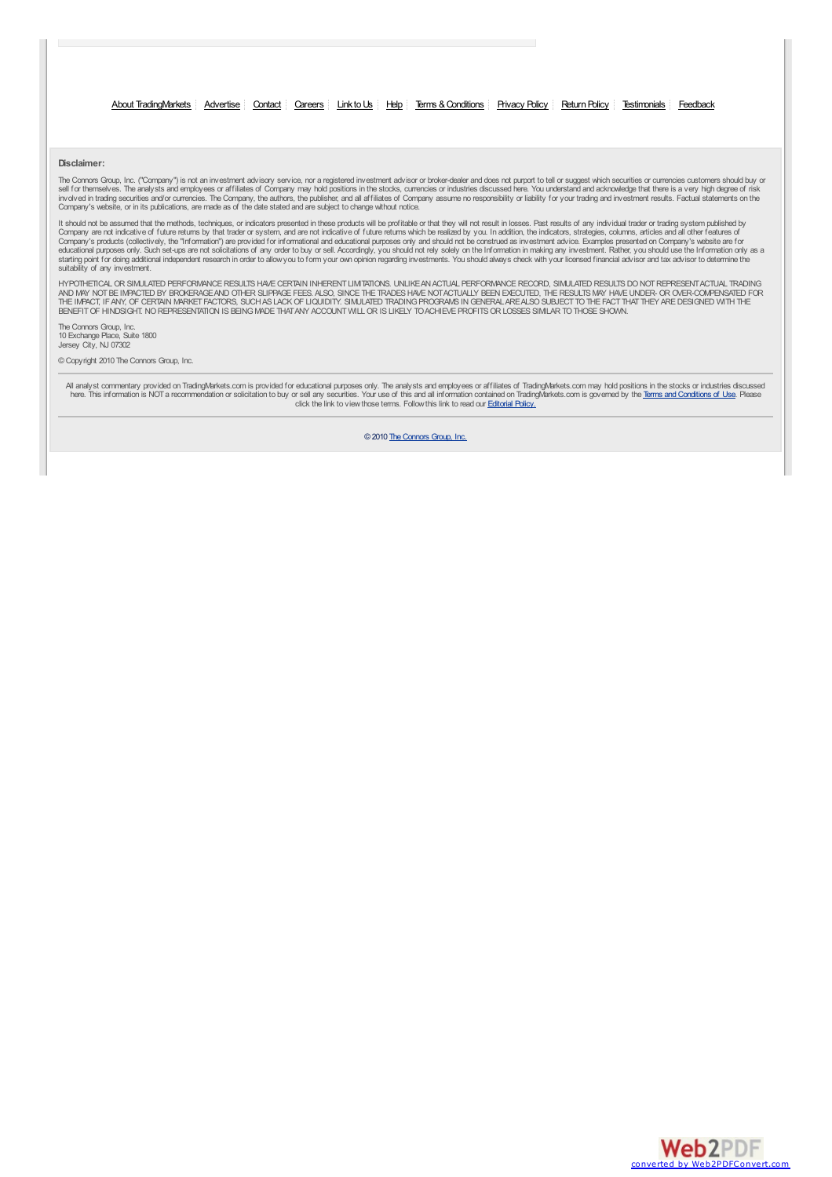About TradingMarkets | Advertise | Contact | Careers | Link to Us | Help | Terms & Conditions | Privacy Policy | Return Policy | Testimonials | Feedback

**Disclaimer:**

The Connors Group, Inc. ("Company") is not an investment advisory service, nor a registered investment advisor or broker-dealer and does not purport to tell or suggest which securities or currencies customers should buy or sell for themselves. The analysts and employees or affiliates of Company may hold positions in the stocks, currencies or industries discussed here. You understand and acknowledge that there is a very high degree of risk involved in trading securities and/or currencies. The Company, the authors, the publisher, and all affiliates of Company assume no responsibility or liability for your trading and investment results. Factual statements on the Company's website, or in its publications, are made as of the date stated and are subject to change without notice.

It should not be assumed that the methods, techniques, or indicators presented in these products will be profitable or that they will not result in losses. Past results of any individual trader or trading system published by Company are not indicative of future returns by that trader or system, and are not indicative of future returns which be realized by you. In addition, the indicators, strategies, columns, articles and all other features of Company's products (collectively, the "Information") are provided for informational and educational purposes only and should not be construed as investment advice. Examples presented on Company's website are for educational purposes only. Such set-ups are not solicitations of any order to buy or sell. Accordingly, you should not rely solely on the Information in making any investment. Rather, you should use the Information only as a starting point for doing additional independent research in order to allow you to form your own opinion regarding investments. You should always check with your licensed financial advisor and tax advisor to determine the suitability of any investment.

HYPOTHETICAL OR SIMULATED PERFORMANCE RESULTS HAVE CERTAIN INHERENT LIMITATIONS. UNLIKE AN ACTUAL PERFORMANCE RECORD, SIMULATED RESULTS DO NOT REPRESENT ACTUAL TRADING AND MAY NOT BE IMPACTED BY BROKERAGE AND OTHER SLIPPAGE FEES. ALSO, SINCE THE TRADES HAVE NOT ACTUALLY BEEN EXECUTED, THE RESULTS MAY HAVE UNDER- OR OVER-COMPENSATED FOR THE IMPACT, IF ANY, OF CERTAIN MARKET FACTORS, SUCH AS LACK OF LIQUIDITY. SIMULATED TRADING PROGRAMS IN GENERAL ARE ALSO SUBJECT TO THE FACT THAT THEY ARE DESIGNED WITH THE BENEFIT OF HINDSIGHT. NO REPRESENTATION IS BEING MADE THAT ANY ACCOUNT WILL OR IS LIKELY TO ACHIEVE PROFITS OR LOSSES SIMILAR TO THOSE SHOWN.

The Connors Group, Inc.
10 Exchange Place, Suite 1800
Jersey City, NJ 07302

© Copyright 2010 The Connors Group, Inc.

All analyst commentary provided on TradingMarkets.com is provided for educational purposes only. The analysts and employees or affiliates of TradingMarkets.com may hold positions in the stocks or industries discussed here. This information is NOT a recommendation or solicitation to buy or sell any securities. Your use of this and all information contained on TradingMarkets.com is governed by the Terms and Conditions of Use. Please click the link to view those terms. Follow this link to read our Editorial Policy.

© 2010 The Connors Group, Inc.